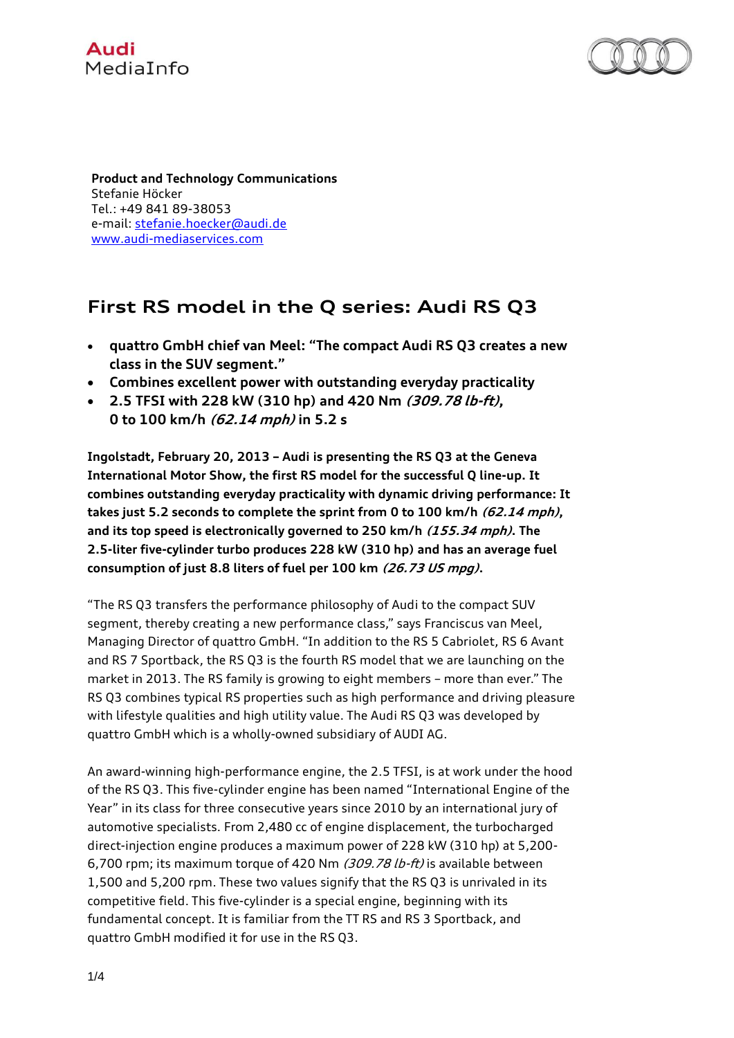Audi
MediaInfo

**Product and Technology Communications**
Stefanie Höcker
Tel.: +49 841 89-38053
e-mail: stefanie.hoecker@audi.de
www.audi-mediaservices.com

# First RS model in the Q series: Audi RS Q3

- **quattro GmbH chief van Meel: "The compact Audi RS Q3 creates a new class in the SUV segment."**
- **Combines excellent power with outstanding everyday practicality**
- **2.5 TFSI with 228 kW (310 hp) and 420 Nm *(309.78 lb-ft)*, 0 to 100 km/h *(62.14 mph)* in 5.2 s**

**Ingolstadt, February 20, 2013 – Audi is presenting the RS Q3 at the Geneva International Motor Show, the first RS model for the successful Q line-up. It combines outstanding everyday practicality with dynamic driving performance: It takes just 5.2 seconds to complete the sprint from 0 to 100 km/h *(62.14 mph)*, and its top speed is electronically governed to 250 km/h *(155.34 mph)*. The 2.5-liter five-cylinder turbo produces 228 kW (310 hp) and has an average fuel consumption of just 8.8 liters of fuel per 100 km *(26.73 US mpg)*.**

"The RS Q3 transfers the performance philosophy of Audi to the compact SUV segment, thereby creating a new performance class," says Franciscus van Meel, Managing Director of quattro GmbH. "In addition to the RS 5 Cabriolet, RS 6 Avant and RS 7 Sportback, the RS Q3 is the fourth RS model that we are launching on the market in 2013. The RS family is growing to eight members – more than ever." The RS Q3 combines typical RS properties such as high performance and driving pleasure with lifestyle qualities and high utility value. The Audi RS Q3 was developed by quattro GmbH which is a wholly-owned subsidiary of AUDI AG.

An award-winning high-performance engine, the 2.5 TFSI, is at work under the hood of the RS Q3. This five-cylinder engine has been named "International Engine of the Year" in its class for three consecutive years since 2010 by an international jury of automotive specialists. From 2,480 cc of engine displacement, the turbocharged direct-injection engine produces a maximum power of 228 kW (310 hp) at 5,200-6,700 rpm; its maximum torque of 420 Nm *(309.78 lb-ft)* is available between 1,500 and 5,200 rpm. These two values signify that the RS Q3 is unrivaled in its competitive field. This five-cylinder is a special engine, beginning with its fundamental concept. It is familiar from the TT RS and RS 3 Sportback, and quattro GmbH modified it for use in the RS Q3.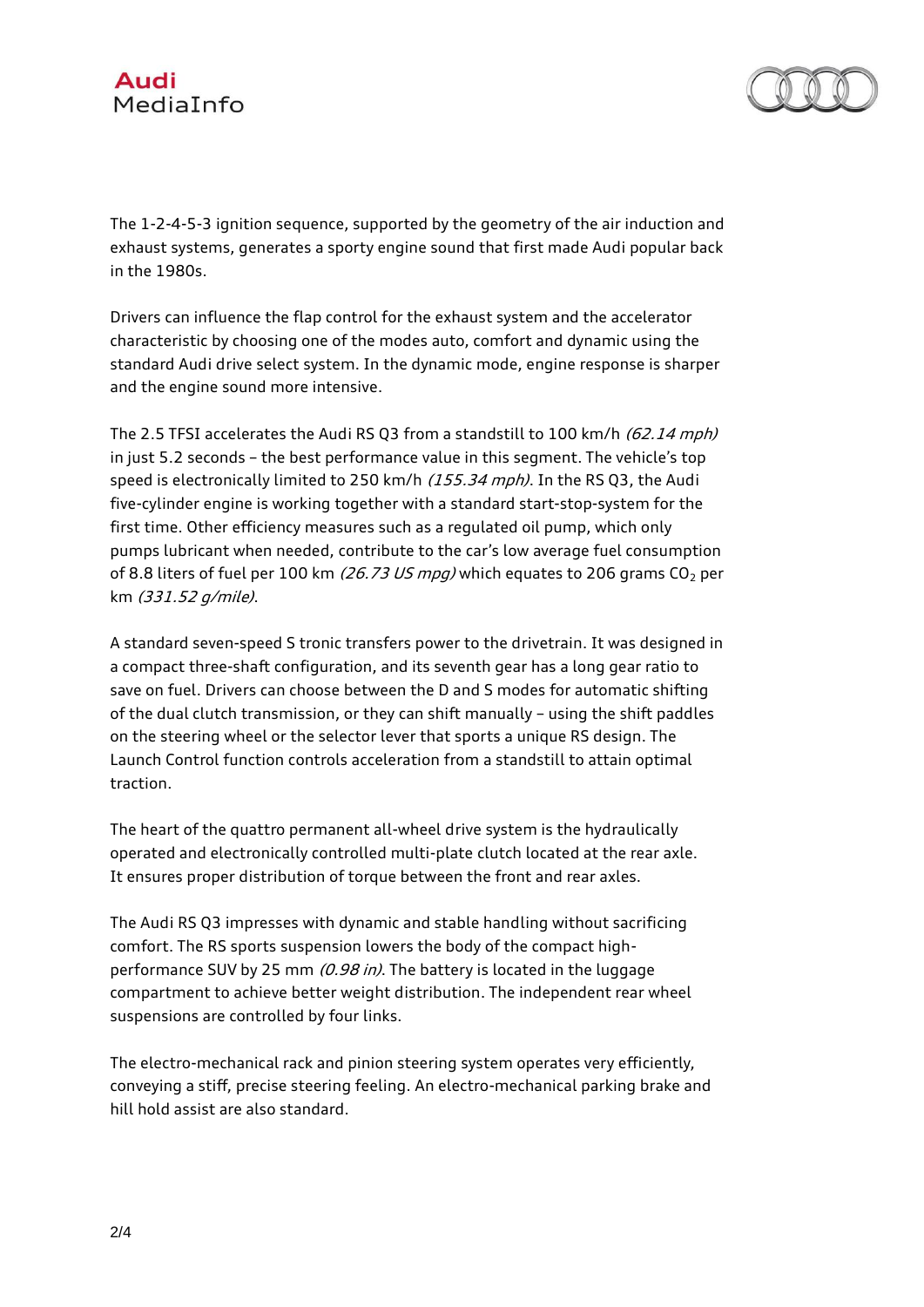The 1-2-4-5-3 ignition sequence, supported by the geometry of the air induction and exhaust systems, generates a sporty engine sound that first made Audi popular back in the 1980s.

Drivers can influence the flap control for the exhaust system and the accelerator characteristic by choosing one of the modes auto, comfort and dynamic using the standard Audi drive select system. In the dynamic mode, engine response is sharper and the engine sound more intensive.

The 2.5 TFSI accelerates the Audi RS Q3 from a standstill to 100 km/h *(62.14 mph)* in just 5.2 seconds – the best performance value in this segment. The vehicle's top speed is electronically limited to 250 km/h *(155.34 mph)*. In the RS Q3, the Audi five-cylinder engine is working together with a standard start-stop-system for the first time. Other efficiency measures such as a regulated oil pump, which only pumps lubricant when needed, contribute to the car's low average fuel consumption of 8.8 liters of fuel per 100 km *(26.73 US mpg)* which equates to 206 grams $CO_2$ per km *(331.52 g/mile)*.

A standard seven-speed S tronic transfers power to the drivetrain. It was designed in a compact three-shaft configuration, and its seventh gear has a long gear ratio to save on fuel. Drivers can choose between the D and S modes for automatic shifting of the dual clutch transmission, or they can shift manually – using the shift paddles on the steering wheel or the selector lever that sports a unique RS design. The Launch Control function controls acceleration from a standstill to attain optimal traction.

The heart of the quattro permanent all-wheel drive system is the hydraulically operated and electronically controlled multi-plate clutch located at the rear axle. It ensures proper distribution of torque between the front and rear axles.

The Audi RS Q3 impresses with dynamic and stable handling without sacrificing comfort. The RS sports suspension lowers the body of the compact high-performance SUV by 25 mm *(0.98 in)*. The battery is located in the luggage compartment to achieve better weight distribution. The independent rear wheel suspensions are controlled by four links.

The electro-mechanical rack and pinion steering system operates very efficiently, conveying a stiff, precise steering feeling. An electro-mechanical parking brake and hill hold assist are also standard.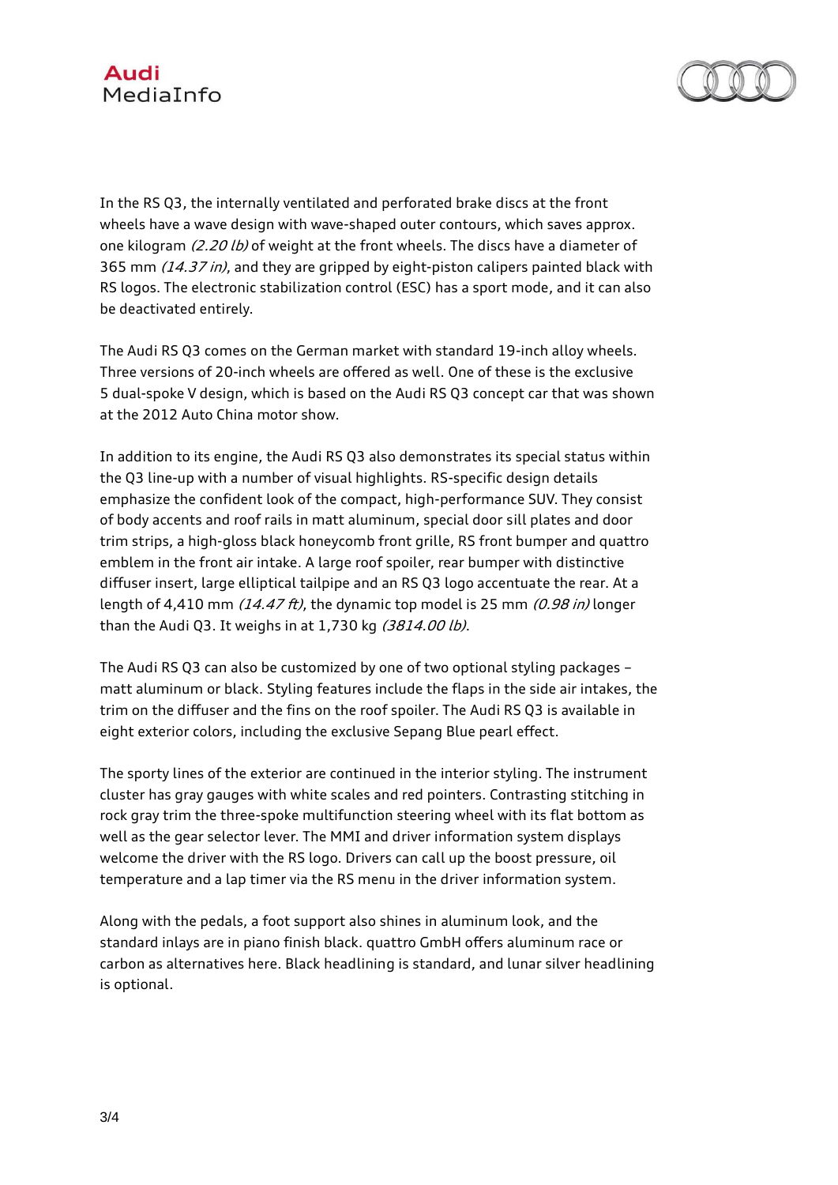In the RS Q3, the internally ventilated and perforated brake discs at the front wheels have a wave design with wave-shaped outer contours, which saves approx. one kilogram *(2.20 lb)* of weight at the front wheels. The discs have a diameter of 365 mm *(14.37 in)*, and they are gripped by eight-piston calipers painted black with RS logos. The electronic stabilization control (ESC) has a sport mode, and it can also be deactivated entirely.

The Audi RS Q3 comes on the German market with standard 19-inch alloy wheels. Three versions of 20-inch wheels are offered as well. One of these is the exclusive 5 dual-spoke V design, which is based on the Audi RS Q3 concept car that was shown at the 2012 Auto China motor show.

In addition to its engine, the Audi RS Q3 also demonstrates its special status within the Q3 line-up with a number of visual highlights. RS-specific design details emphasize the confident look of the compact, high-performance SUV. They consist of body accents and roof rails in matt aluminum, special door sill plates and door trim strips, a high-gloss black honeycomb front grille, RS front bumper and quattro emblem in the front air intake. A large roof spoiler, rear bumper with distinctive diffuser insert, large elliptical tailpipe and an RS Q3 logo accentuate the rear. At a length of 4,410 mm *(14.47 ft)*, the dynamic top model is 25 mm *(0.98 in)* longer than the Audi Q3. It weighs in at 1,730 kg *(3814.00 lb)*.

The Audi RS Q3 can also be customized by one of two optional styling packages – matt aluminum or black. Styling features include the flaps in the side air intakes, the trim on the diffuser and the fins on the roof spoiler. The Audi RS Q3 is available in eight exterior colors, including the exclusive Sepang Blue pearl effect.

The sporty lines of the exterior are continued in the interior styling. The instrument cluster has gray gauges with white scales and red pointers. Contrasting stitching in rock gray trim the three-spoke multifunction steering wheel with its flat bottom as well as the gear selector lever. The MMI and driver information system displays welcome the driver with the RS logo. Drivers can call up the boost pressure, oil temperature and a lap timer via the RS menu in the driver information system.

Along with the pedals, a foot support also shines in aluminum look, and the standard inlays are in piano finish black. quattro GmbH offers aluminum race or carbon as alternatives here. Black headlining is standard, and lunar silver headlining is optional.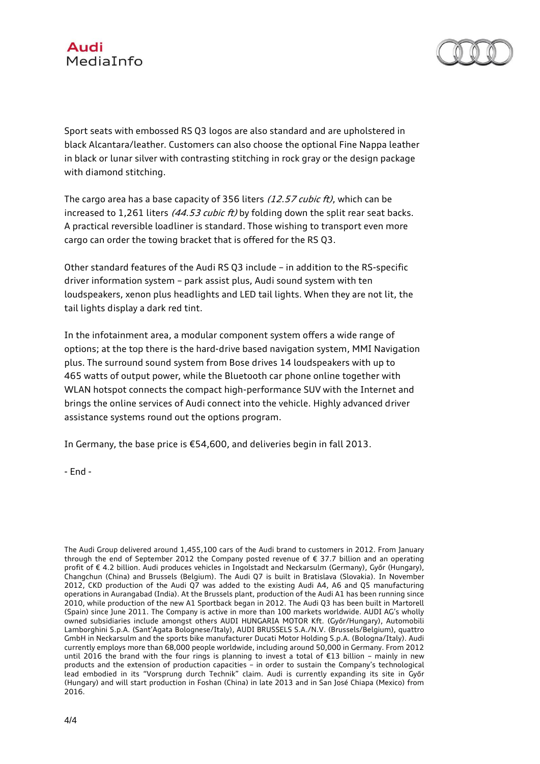Sport seats with embossed RS Q3 logos are also standard and are upholstered in black Alcantara/leather. Customers can also choose the optional Fine Nappa leather in black or lunar silver with contrasting stitching in rock gray or the design package with diamond stitching.

The cargo area has a base capacity of 356 liters *(12.57 cubic ft)*, which can be increased to 1,261 liters *(44.53 cubic ft)* by folding down the split rear seat backs. A practical reversible loadliner is standard. Those wishing to transport even more cargo can order the towing bracket that is offered for the RS Q3.

Other standard features of the Audi RS Q3 include – in addition to the RS-specific driver information system – park assist plus, Audi sound system with ten loudspeakers, xenon plus headlights and LED tail lights. When they are not lit, the tail lights display a dark red tint.

In the infotainment area, a modular component system offers a wide range of options; at the top there is the hard-drive based navigation system, MMI Navigation plus. The surround sound system from Bose drives 14 loudspeakers with up to 465 watts of output power, while the Bluetooth car phone online together with WLAN hotspot connects the compact high-performance SUV with the Internet and brings the online services of Audi connect into the vehicle. Highly advanced driver assistance systems round out the options program.

In Germany, the base price is €54,600, and deliveries begin in fall 2013.

- End -

The Audi Group delivered around 1,455,100 cars of the Audi brand to customers in 2012. From January through the end of September 2012 the Company posted revenue of € 37.7 billion and an operating profit of € 4.2 billion. Audi produces vehicles in Ingolstadt and Neckarsulm (Germany), Győr (Hungary), Changchun (China) and Brussels (Belgium). The Audi Q7 is built in Bratislava (Slovakia). In November 2012, CKD production of the Audi Q7 was added to the existing Audi A4, A6 and Q5 manufacturing operations in Aurangabad (India). At the Brussels plant, production of the Audi A1 has been running since 2010, while production of the new A1 Sportback began in 2012. The Audi Q3 has been built in Martorell (Spain) since June 2011. The Company is active in more than 100 markets worldwide. AUDI AG's wholly owned subsidiaries include amongst others AUDI HUNGARIA MOTOR Kft. (Győr/Hungary), Automobili Lamborghini S.p.A. (Sant'Agata Bolognese/Italy), AUDI BRUSSELS S.A./N.V. (Brussels/Belgium), quattro GmbH in Neckarsulm and the sports bike manufacturer Ducati Motor Holding S.p.A. (Bologna/Italy). Audi currently employs more than 68,000 people worldwide, including around 50,000 in Germany. From 2012 until 2016 the brand with the four rings is planning to invest a total of €13 billion – mainly in new products and the extension of production capacities – in order to sustain the Company's technological lead embodied in its "Vorsprung durch Technik" claim. Audi is currently expanding its site in Győr (Hungary) and will start production in Foshan (China) in late 2013 and in San José Chiapa (Mexico) from 2016.